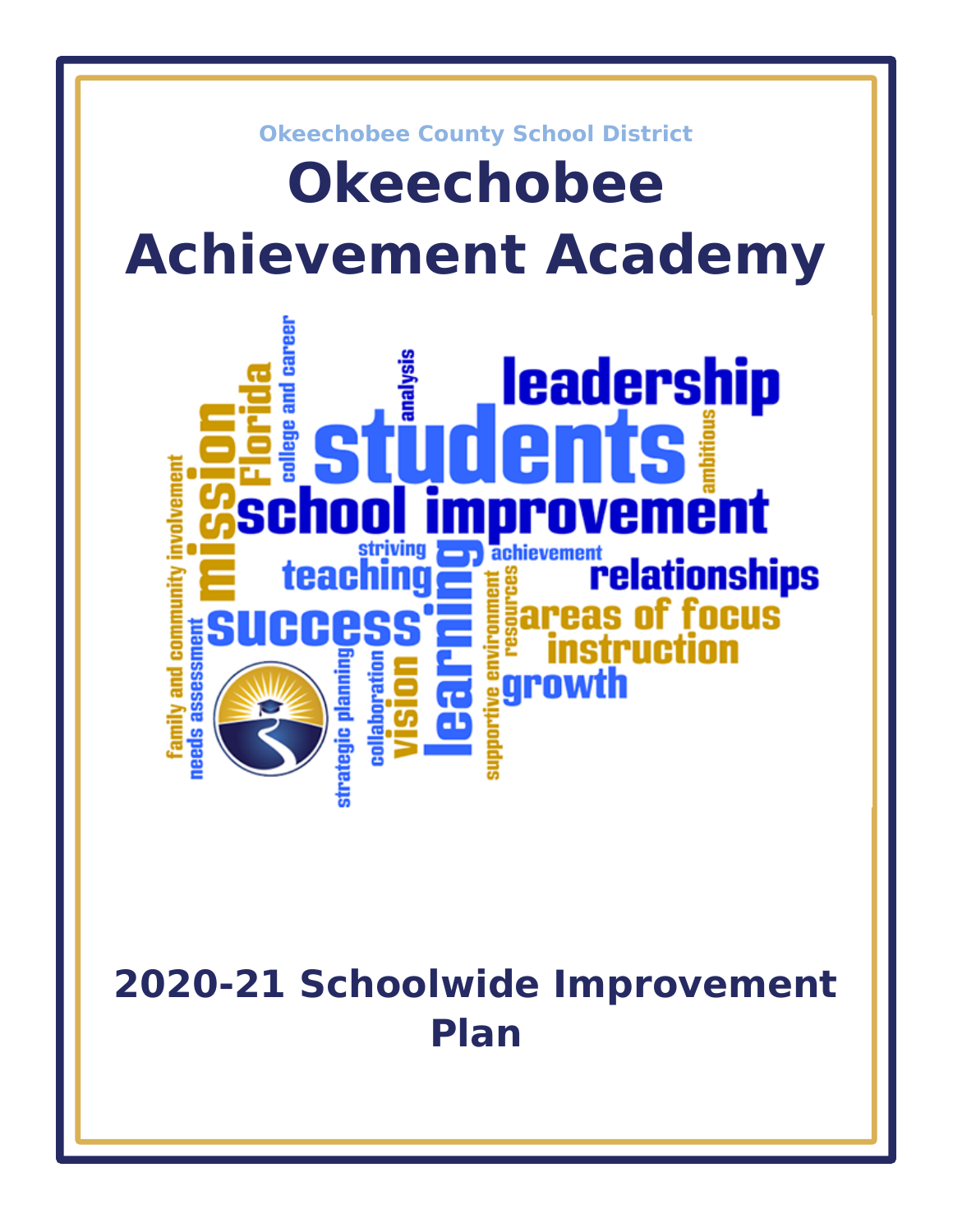Okeechobee County School District

# Okeechobee Achievement Academy

## 2020-21 Schoolwide Improvement Plan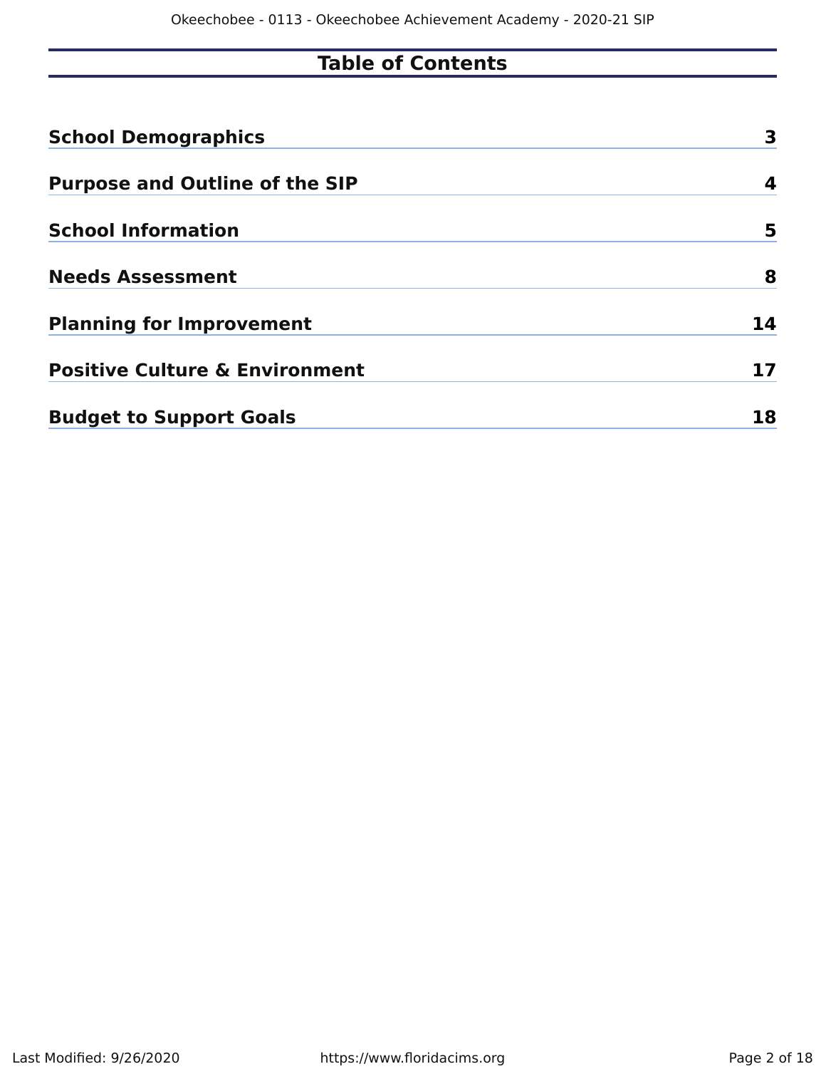# Table of Contents

| Section | Page |
| --- | --- |
| School Demographics | 3 |
| Purpose and Outline of the SIP | 4 |
| School Information | 5 |
| Needs Assessment | 8 |
| Planning for Improvement | 14 |
| Positive Culture & Environment | 17 |
| Budget to Support Goals | 18 |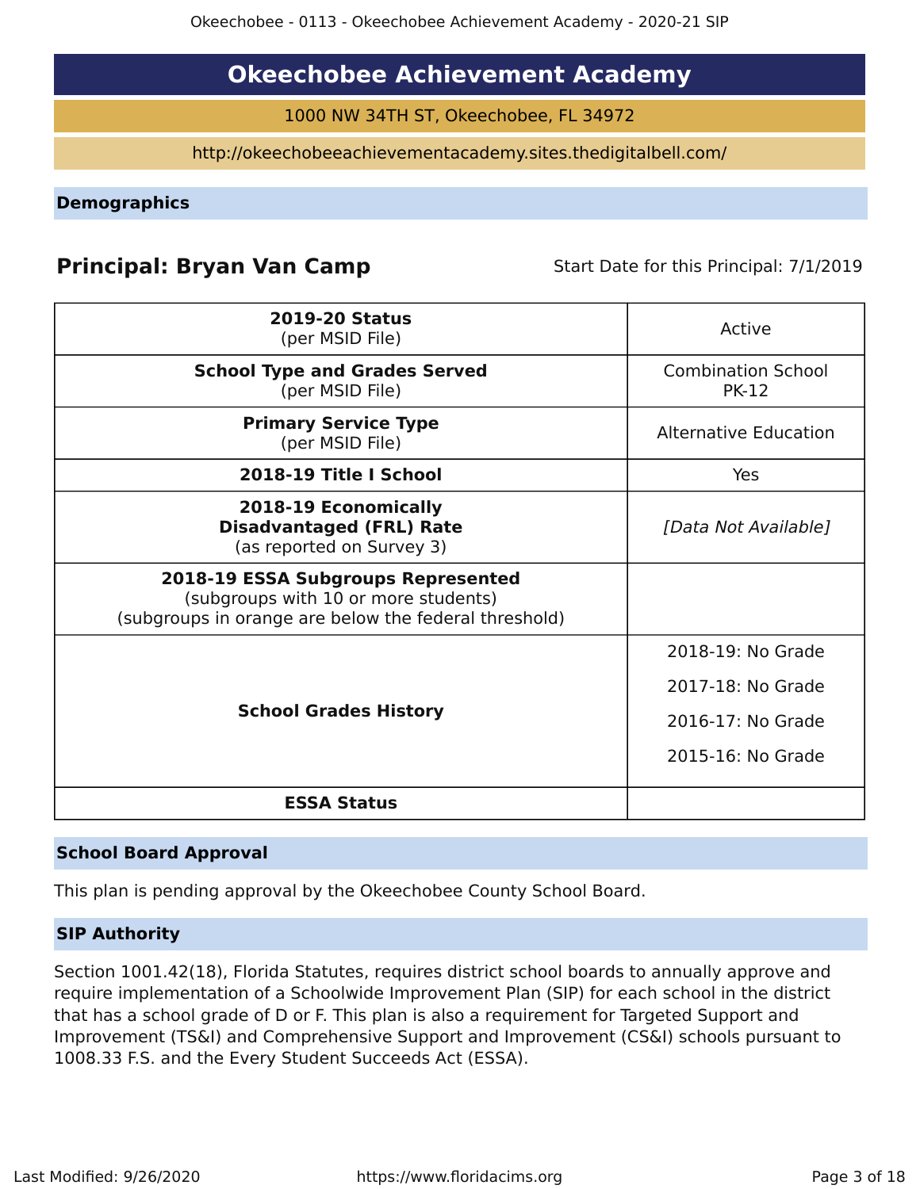# Okeechobee Achievement Academy

1000 NW 34TH ST, Okeechobee, FL 34972

http://okeechobeeachievementacademy.sites.thedigitalbell.com/

## Demographics

**Principal: Bryan Van Camp**

Start Date for this Principal: 7/1/2019

| | |
|---|---|
| **2019-20 Status** (per MSID File) | Active |
| **School Type and Grades Served** (per MSID File) | Combination School PK-12 |
| **Primary Service Type** (per MSID File) | Alternative Education |
| **2018-19 Title I School** | Yes |
| **2018-19 Economically Disadvantaged (FRL) Rate** (as reported on Survey 3) | *[Data Not Available]* |
| **2018-19 ESSA Subgroups Represented** (subgroups with 10 or more students) (subgroups in orange are below the federal threshold) | |
| **School Grades History** | 2018-19: No Grade<br>2017-18: No Grade<br>2016-17: No Grade<br>2015-16: No Grade |
| **ESSA Status** | |

## School Board Approval

This plan is pending approval by the Okeechobee County School Board.

## SIP Authority

Section 1001.42(18), Florida Statutes, requires district school boards to annually approve and require implementation of a Schoolwide Improvement Plan (SIP) for each school in the district that has a school grade of D or F. This plan is also a requirement for Targeted Support and Improvement (TS&I) and Comprehensive Support and Improvement (CS&I) schools pursuant to 1008.33 F.S. and the Every Student Succeeds Act (ESSA).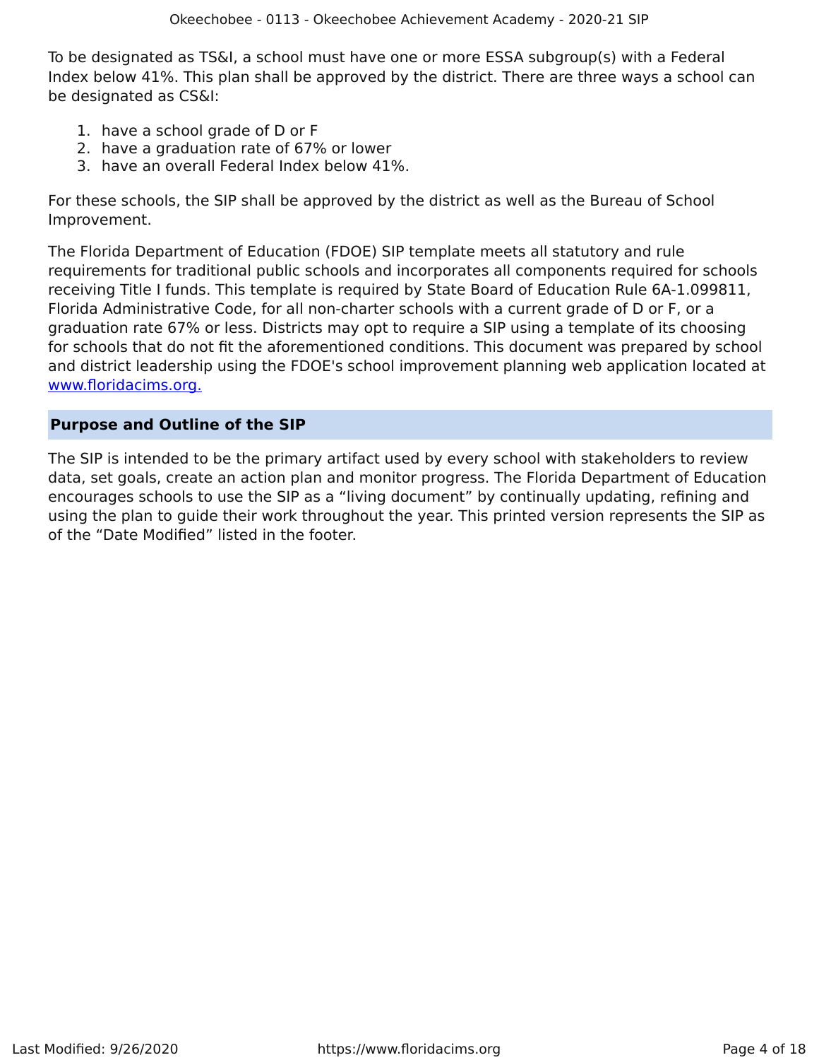To be designated as TS&I, a school must have one or more ESSA subgroup(s) with a Federal Index below 41%. This plan shall be approved by the district. There are three ways a school can be designated as CS&I:

1. have a school grade of D or F
2. have a graduation rate of 67% or lower
3. have an overall Federal Index below 41%.

For these schools, the SIP shall be approved by the district as well as the Bureau of School Improvement.

The Florida Department of Education (FDOE) SIP template meets all statutory and rule requirements for traditional public schools and incorporates all components required for schools receiving Title I funds. This template is required by State Board of Education Rule 6A-1.099811, Florida Administrative Code, for all non-charter schools with a current grade of D or F, or a graduation rate 67% or less. Districts may opt to require a SIP using a template of its choosing for schools that do not fit the aforementioned conditions. This document was prepared by school and district leadership using the FDOE's school improvement planning web application located at [www.floridacims.org.](https://www.floridacims.org)

## Purpose and Outline of the SIP

The SIP is intended to be the primary artifact used by every school with stakeholders to review data, set goals, create an action plan and monitor progress. The Florida Department of Education encourages schools to use the SIP as a “living document” by continually updating, refining and using the plan to guide their work throughout the year. This printed version represents the SIP as of the “Date Modified” listed in the footer.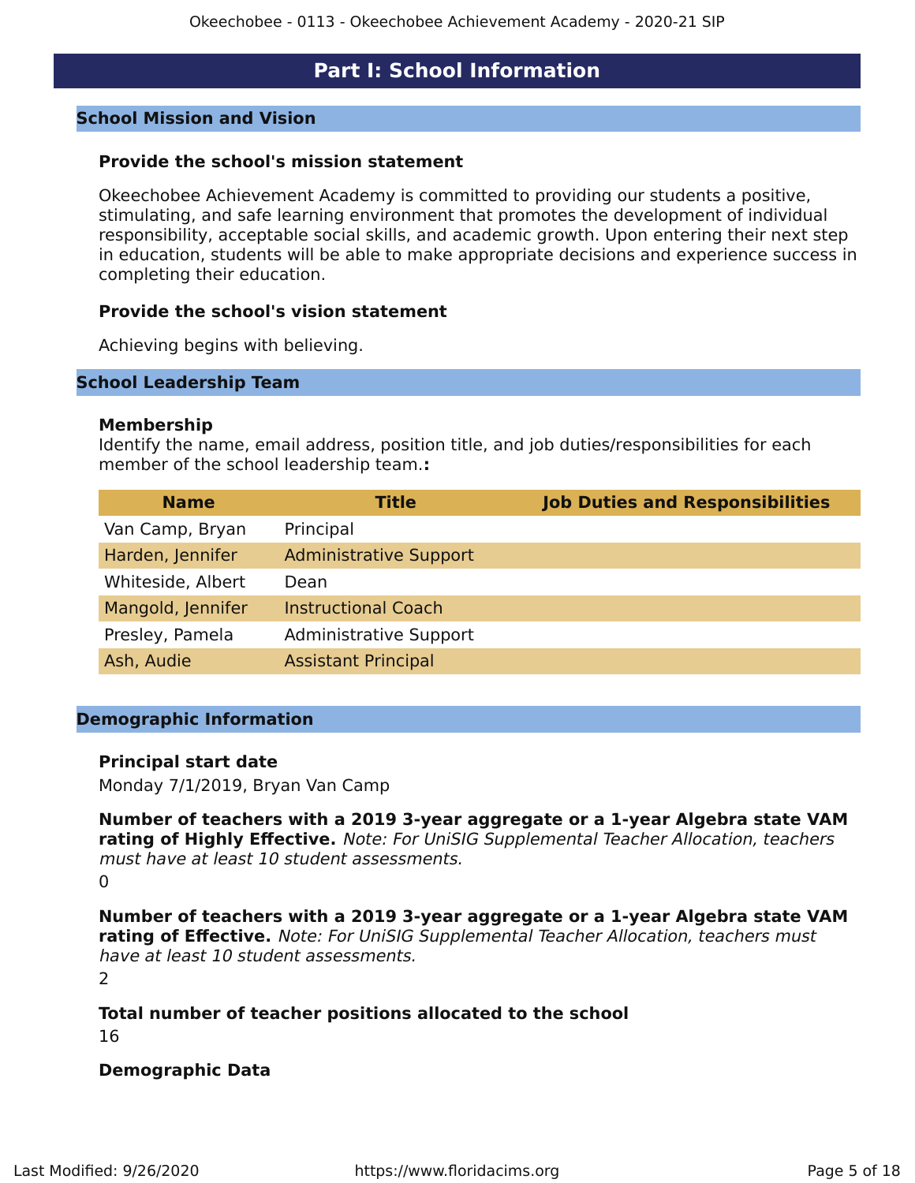# Part I: School Information

## School Mission and Vision

### Provide the school's mission statement

Okeechobee Achievement Academy is committed to providing our students a positive, stimulating, and safe learning environment that promotes the development of individual responsibility, acceptable social skills, and academic growth. Upon entering their next step in education, students will be able to make appropriate decisions and experience success in completing their education.

### Provide the school's vision statement

Achieving begins with believing.

## School Leadership Team

### Membership

Identify the name, email address, position title, and job duties/responsibilities for each member of the school leadership team.**:**

| Name | Title | Job Duties and Responsibilities |
|---|---|---|
| Van Camp, Bryan | Principal | |
| Harden, Jennifer | Administrative Support | |
| Whiteside, Albert | Dean | |
| Mangold, Jennifer | Instructional Coach | |
| Presley, Pamela | Administrative Support | |
| Ash, Audie | Assistant Principal | |

## Demographic Information

**Principal start date**

Monday 7/1/2019, Bryan Van Camp

**Number of teachers with a 2019 3-year aggregate or a 1-year Algebra state VAM rating of Highly Effective.** *Note: For UniSIG Supplemental Teacher Allocation, teachers must have at least 10 student assessments.*

0

**Number of teachers with a 2019 3-year aggregate or a 1-year Algebra state VAM rating of Effective.** *Note: For UniSIG Supplemental Teacher Allocation, teachers must have at least 10 student assessments.*

2

**Total number of teacher positions allocated to the school**

16

**Demographic Data**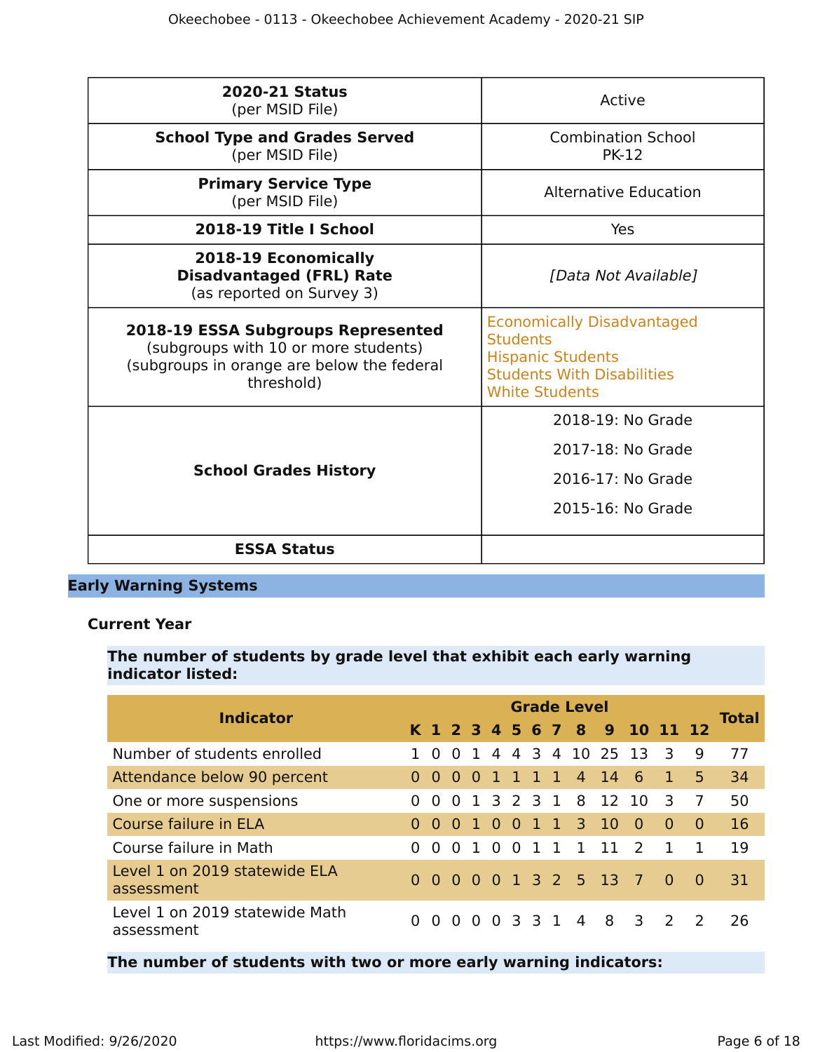| **2020-21 Status** (per MSID File) | Active |
|---|---|
| **School Type and Grades Served** (per MSID File) | Combination School PK-12 |
| **Primary Service Type** (per MSID File) | Alternative Education |
| **2018-19 Title I School** | Yes |
| **2018-19 Economically Disadvantaged (FRL) Rate** (as reported on Survey 3) | *[Data Not Available]* |
| **2018-19 ESSA Subgroups Represented** (subgroups with 10 or more students) (subgroups in orange are below the federal threshold) | Economically Disadvantaged Students<br>Hispanic Students<br>Students With Disabilities<br>White Students |
| **School Grades History** | 2018-19: No Grade<br>2017-18: No Grade<br>2016-17: No Grade<br>2015-16: No Grade |
| **ESSA Status** | |

## Early Warning Systems

### Current Year

**The number of students by grade level that exhibit each early warning indicator listed:**

| Indicator | Grade Level | | | | | | | | | | | | | Total |
|---|---|---|---|---|---|---|---|---|---|---|---|---|---|---|
| | K | 1 | 2 | 3 | 4 | 5 | 6 | 7 | 8 | 9 | 10 | 11 | 12 | |
| Number of students enrolled | 1 | 0 | 0 | 1 | 4 | 4 | 3 | 4 | 10 | 25 | 13 | 3 | 9 | 77 |
| Attendance below 90 percent | 0 | 0 | 0 | 0 | 1 | 1 | 1 | 1 | 4 | 14 | 6 | 1 | 5 | 34 |
| One or more suspensions | 0 | 0 | 0 | 1 | 3 | 2 | 3 | 1 | 8 | 12 | 10 | 3 | 7 | 50 |
| Course failure in ELA | 0 | 0 | 0 | 1 | 0 | 0 | 1 | 1 | 3 | 10 | 0 | 0 | 0 | 16 |
| Course failure in Math | 0 | 0 | 0 | 1 | 0 | 0 | 1 | 1 | 1 | 11 | 2 | 1 | 1 | 19 |
| Level 1 on 2019 statewide ELA assessment | 0 | 0 | 0 | 0 | 0 | 1 | 3 | 2 | 5 | 13 | 7 | 0 | 0 | 31 |
| Level 1 on 2019 statewide Math assessment | 0 | 0 | 0 | 0 | 0 | 3 | 3 | 1 | 4 | 8 | 3 | 2 | 2 | 26 |

**The number of students with two or more early warning indicators:**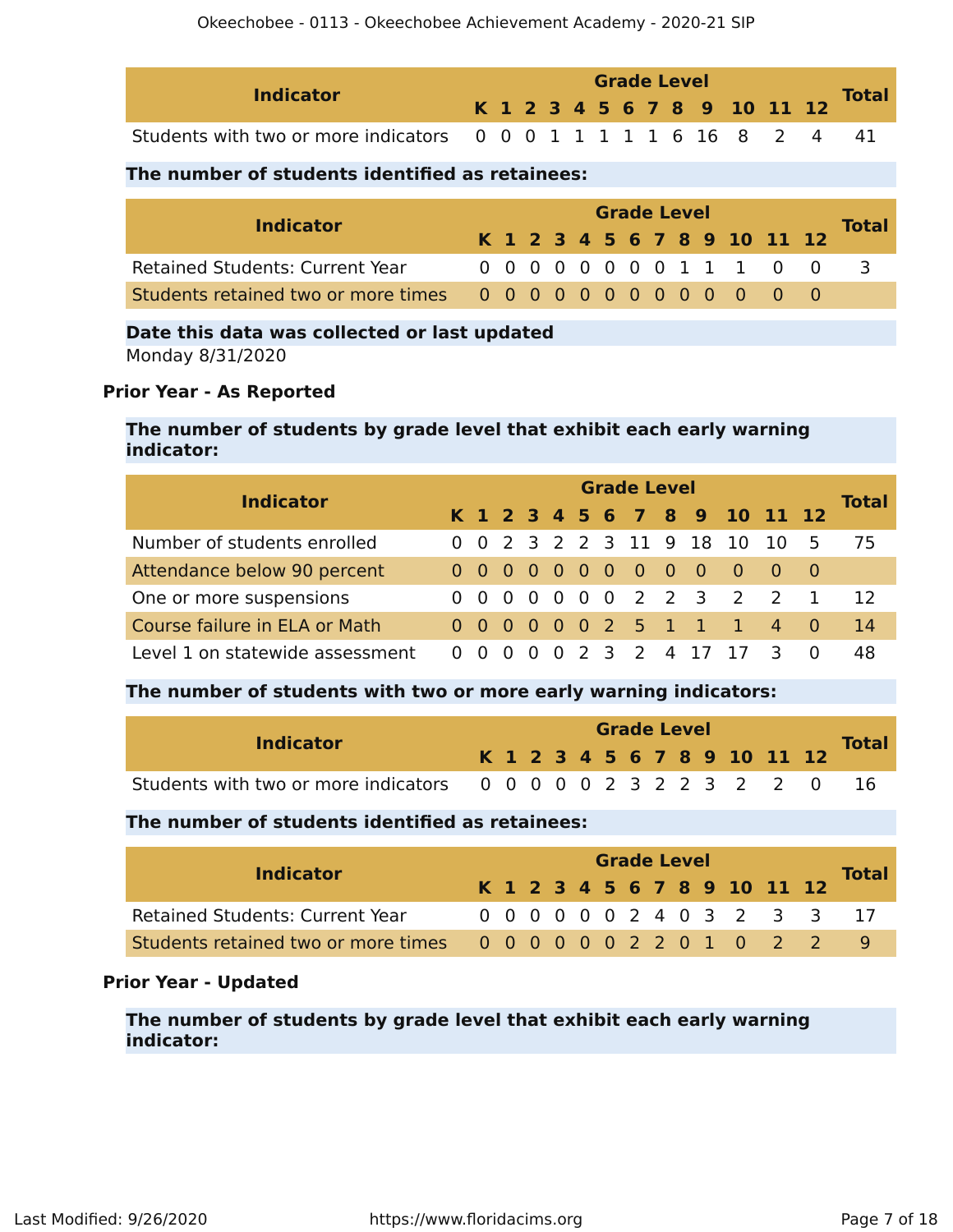| Indicator | Grade Level | | | | | | | | | | | | | Total |
|---|---|---|---|---|---|---|---|---|---|---|---|---|---|---|
| | K | 1 | 2 | 3 | 4 | 5 | 6 | 7 | 8 | 9 | 10 | 11 | 12 | |
| Students with two or more indicators | 0 | 0 | 0 | 1 | 1 | 1 | 1 | 1 | 6 | 16 | 8 | 2 | 4 | 41 |

**The number of students identified as retainees:**

| Indicator | Grade Level | | | | | | | | | | | | | Total |
|---|---|---|---|---|---|---|---|---|---|---|---|---|---|---|
| | K | 1 | 2 | 3 | 4 | 5 | 6 | 7 | 8 | 9 | 10 | 11 | 12 | |
| Retained Students: Current Year | 0 | 0 | 0 | 0 | 0 | 0 | 0 | 0 | 1 | 1 | 1 | 0 | 0 | 3 |
| Students retained two or more times | 0 | 0 | 0 | 0 | 0 | 0 | 0 | 0 | 0 | 0 | 0 | 0 | 0 | |

**Date this data was collected or last updated**

Monday 8/31/2020

**Prior Year - As Reported**

**The number of students by grade level that exhibit each early warning indicator:**

| Indicator | Grade Level | | | | | | | | | | | | | Total |
|---|---|---|---|---|---|---|---|---|---|---|---|---|---|---|
| | K | 1 | 2 | 3 | 4 | 5 | 6 | 7 | 8 | 9 | 10 | 11 | 12 | |
| Number of students enrolled | 0 | 0 | 2 | 3 | 2 | 2 | 3 | 11 | 9 | 18 | 10 | 10 | 5 | 75 |
| Attendance below 90 percent | 0 | 0 | 0 | 0 | 0 | 0 | 0 | 0 | 0 | 0 | 0 | 0 | 0 | |
| One or more suspensions | 0 | 0 | 0 | 0 | 0 | 0 | 0 | 2 | 2 | 3 | 2 | 2 | 1 | 12 |
| Course failure in ELA or Math | 0 | 0 | 0 | 0 | 0 | 0 | 2 | 5 | 1 | 1 | 1 | 4 | 0 | 14 |
| Level 1 on statewide assessment | 0 | 0 | 0 | 0 | 0 | 2 | 3 | 2 | 4 | 17 | 17 | 3 | 0 | 48 |

**The number of students with two or more early warning indicators:**

| Indicator | Grade Level | | | | | | | | | | | | | Total |
|---|---|---|---|---|---|---|---|---|---|---|---|---|---|---|
| | K | 1 | 2 | 3 | 4 | 5 | 6 | 7 | 8 | 9 | 10 | 11 | 12 | |
| Students with two or more indicators | 0 | 0 | 0 | 0 | 0 | 2 | 3 | 2 | 2 | 3 | 2 | 2 | 0 | 16 |

**The number of students identified as retainees:**

| Indicator | Grade Level | | | | | | | | | | | | | Total |
|---|---|---|---|---|---|---|---|---|---|---|---|---|---|---|
| | K | 1 | 2 | 3 | 4 | 5 | 6 | 7 | 8 | 9 | 10 | 11 | 12 | |
| Retained Students: Current Year | 0 | 0 | 0 | 0 | 0 | 0 | 2 | 4 | 0 | 3 | 2 | 3 | 3 | 17 |
| Students retained two or more times | 0 | 0 | 0 | 0 | 0 | 0 | 2 | 2 | 0 | 1 | 0 | 2 | 2 | 9 |

**Prior Year - Updated**

**The number of students by grade level that exhibit each early warning indicator:**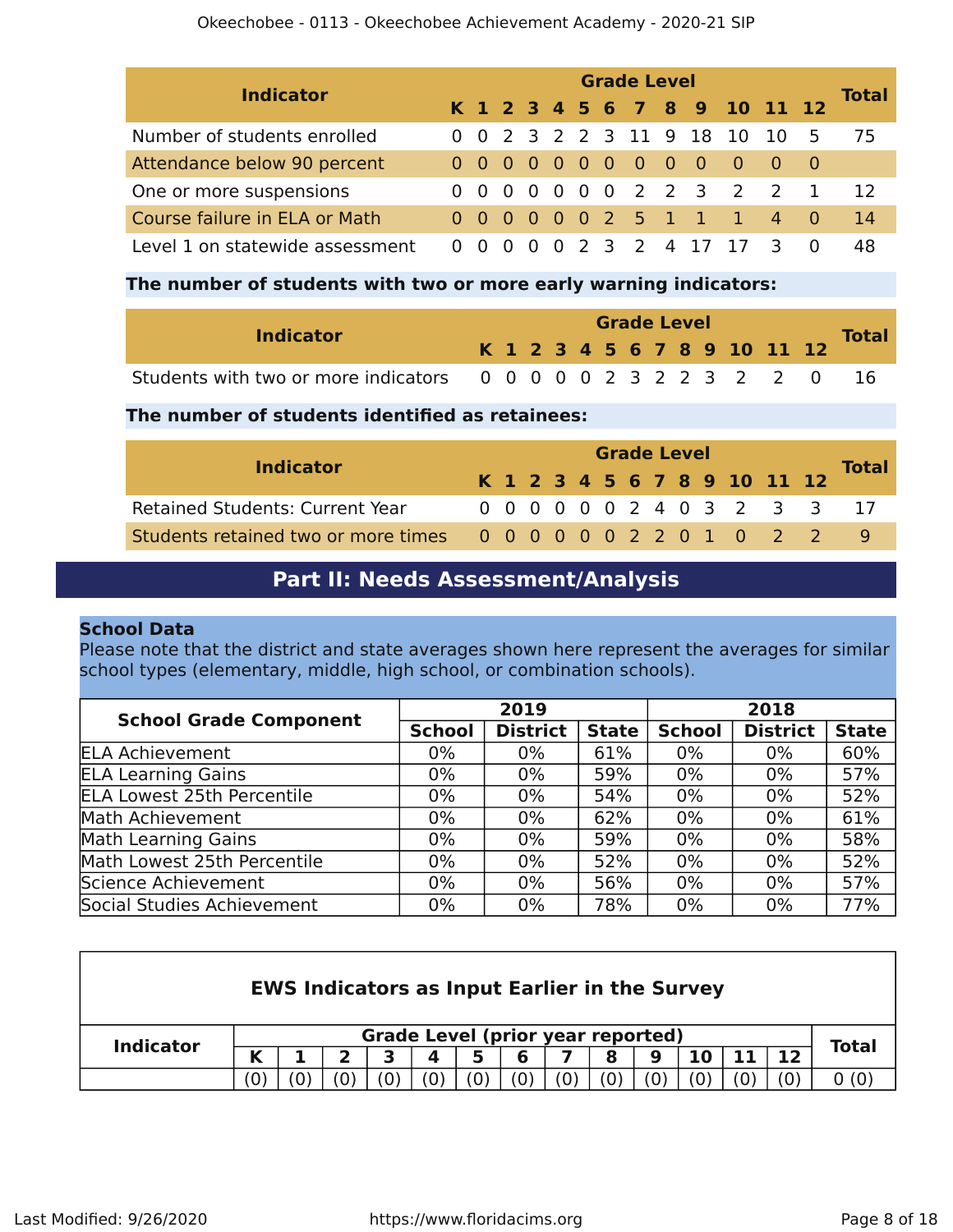| Indicator | K | 1 | 2 | 3 | 4 | 5 | 6 | 7 | 8 | 9 | 10 | 11 | 12 | Total |
|---|---|---|---|---|---|---|---|---|---|---|---|---|---|---|
| Number of students enrolled | 0 | 0 | 2 | 3 | 2 | 2 | 3 | 11 | 9 | 18 | 10 | 10 | 5 | 75 |
| Attendance below 90 percent | 0 | 0 | 0 | 0 | 0 | 0 | 0 | 0 | 0 | 0 | 0 | 0 | 0 | |
| One or more suspensions | 0 | 0 | 0 | 0 | 0 | 0 | 0 | 2 | 2 | 3 | 2 | 2 | 1 | 12 |
| Course failure in ELA or Math | 0 | 0 | 0 | 0 | 0 | 0 | 2 | 5 | 1 | 1 | 1 | 4 | 0 | 14 |
| Level 1 on statewide assessment | 0 | 0 | 0 | 0 | 0 | 2 | 3 | 2 | 4 | 17 | 17 | 3 | 0 | 48 |

**The number of students with two or more early warning indicators:**

| Indicator | K | 1 | 2 | 3 | 4 | 5 | 6 | 7 | 8 | 9 | 10 | 11 | 12 | Total |
|---|---|---|---|---|---|---|---|---|---|---|---|---|---|---|
| Students with two or more indicators | 0 | 0 | 0 | 0 | 0 | 2 | 3 | 2 | 2 | 3 | 2 | 2 | 0 | 16 |

**The number of students identified as retainees:**

| Indicator | K | 1 | 2 | 3 | 4 | 5 | 6 | 7 | 8 | 9 | 10 | 11 | 12 | Total |
|---|---|---|---|---|---|---|---|---|---|---|---|---|---|---|
| Retained Students: Current Year | 0 | 0 | 0 | 0 | 0 | 0 | 2 | 4 | 0 | 3 | 2 | 3 | 3 | 17 |
| Students retained two or more times | 0 | 0 | 0 | 0 | 0 | 0 | 2 | 2 | 0 | 1 | 0 | 2 | 2 | 9 |

## Part II: Needs Assessment/Analysis

**School Data**

Please note that the district and state averages shown here represent the averages for similar school types (elementary, middle, high school, or combination schools).

| School Grade Component | 2019 | | | 2018 | | |
|---|---|---|---|---|---|---|
| | School | District | State | School | District | State |
| ELA Achievement | 0% | 0% | 61% | 0% | 0% | 60% |
| ELA Learning Gains | 0% | 0% | 59% | 0% | 0% | 57% |
| ELA Lowest 25th Percentile | 0% | 0% | 54% | 0% | 0% | 52% |
| Math Achievement | 0% | 0% | 62% | 0% | 0% | 61% |
| Math Learning Gains | 0% | 0% | 59% | 0% | 0% | 58% |
| Math Lowest 25th Percentile | 0% | 0% | 52% | 0% | 0% | 52% |
| Science Achievement | 0% | 0% | 56% | 0% | 0% | 57% |
| Social Studies Achievement | 0% | 0% | 78% | 0% | 0% | 77% |

**EWS Indicators as Input Earlier in the Survey**

| Indicator | Grade Level (prior year reported) | | | | | | | | | | | | | Total |
|---|---|---|---|---|---|---|---|---|---|---|---|---|---|---|
| | K | 1 | 2 | 3 | 4 | 5 | 6 | 7 | 8 | 9 | 10 | 11 | 12 | |
| | (0) | (0) | (0) | (0) | (0) | (0) | (0) | (0) | (0) | (0) | (0) | (0) | (0) | 0 (0) |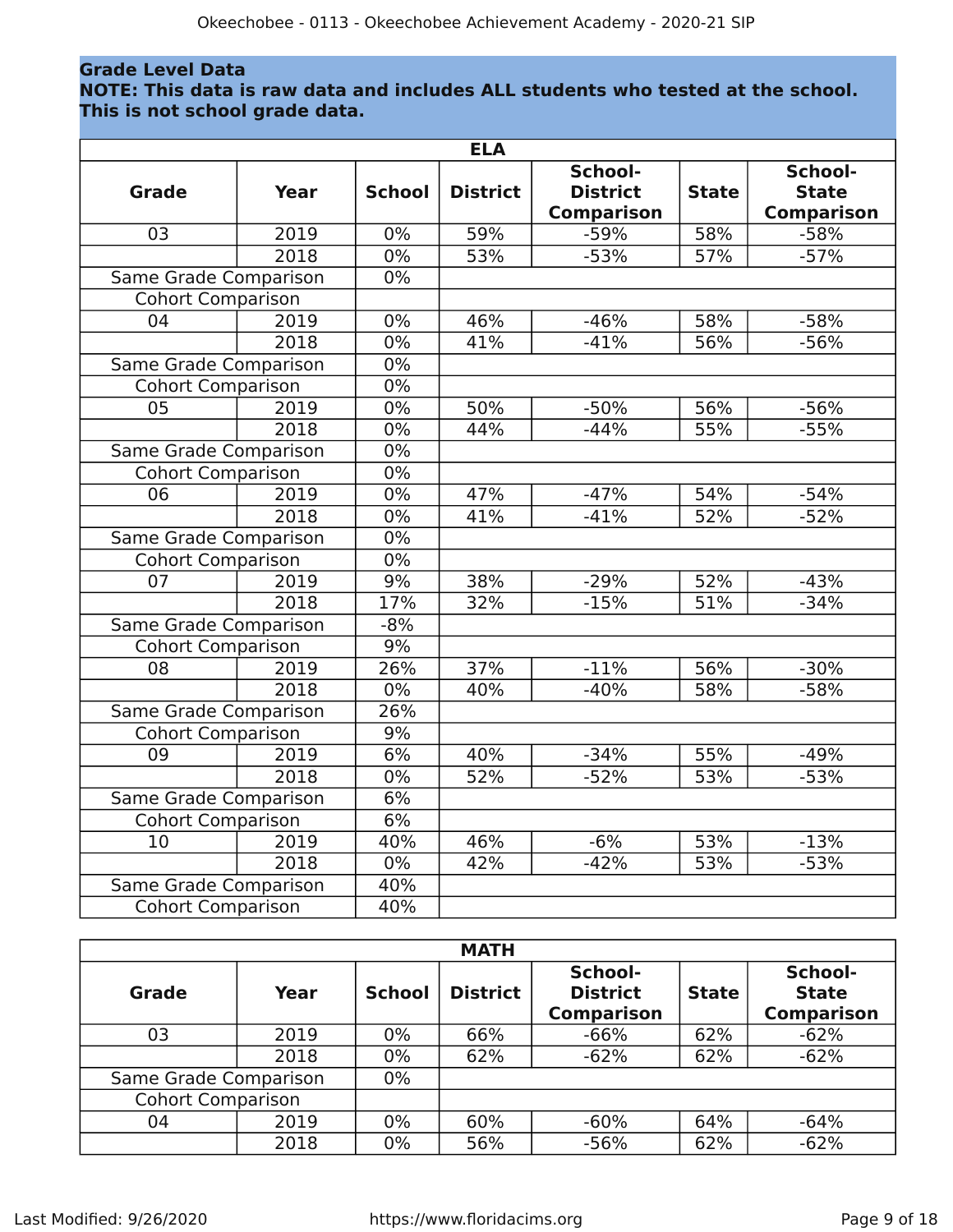## Grade Level Data

**NOTE: This data is raw data and includes ALL students who tested at the school. This is not school grade data.**

| ELA | | | | | | |
|---|---|---|---|---|---|---|
| **Grade** | **Year** | **School** | **District** | **School-District Comparison** | **State** | **School-State Comparison** |
| 03 | 2019 | 0% | 59% | -59% | 58% | -58% |
| | 2018 | 0% | 53% | -53% | 57% | -57% |
| Same Grade Comparison | | 0% | | | | |
| Cohort Comparison | | | | | | |
| 04 | 2019 | 0% | 46% | -46% | 58% | -58% |
| | 2018 | 0% | 41% | -41% | 56% | -56% |
| Same Grade Comparison | | 0% | | | | |
| Cohort Comparison | | 0% | | | | |
| 05 | 2019 | 0% | 50% | -50% | 56% | -56% |
| | 2018 | 0% | 44% | -44% | 55% | -55% |
| Same Grade Comparison | | 0% | | | | |
| Cohort Comparison | | 0% | | | | |
| 06 | 2019 | 0% | 47% | -47% | 54% | -54% |
| | 2018 | 0% | 41% | -41% | 52% | -52% |
| Same Grade Comparison | | 0% | | | | |
| Cohort Comparison | | 0% | | | | |
| 07 | 2019 | 9% | 38% | -29% | 52% | -43% |
| | 2018 | 17% | 32% | -15% | 51% | -34% |
| Same Grade Comparison | | -8% | | | | |
| Cohort Comparison | | 9% | | | | |
| 08 | 2019 | 26% | 37% | -11% | 56% | -30% |
| | 2018 | 0% | 40% | -40% | 58% | -58% |
| Same Grade Comparison | | 26% | | | | |
| Cohort Comparison | | 9% | | | | |
| 09 | 2019 | 6% | 40% | -34% | 55% | -49% |
| | 2018 | 0% | 52% | -52% | 53% | -53% |
| Same Grade Comparison | | 6% | | | | |
| Cohort Comparison | | 6% | | | | |
| 10 | 2019 | 40% | 46% | -6% | 53% | -13% |
| | 2018 | 0% | 42% | -42% | 53% | -53% |
| Same Grade Comparison | | 40% | | | | |
| Cohort Comparison | | 40% | | | | |

| MATH | | | | | | |
|---|---|---|---|---|---|---|
| **Grade** | **Year** | **School** | **District** | **School-District Comparison** | **State** | **School-State Comparison** |
| 03 | 2019 | 0% | 66% | -66% | 62% | -62% |
| | 2018 | 0% | 62% | -62% | 62% | -62% |
| Same Grade Comparison | | 0% | | | | |
| Cohort Comparison | | | | | | |
| 04 | 2019 | 0% | 60% | -60% | 64% | -64% |
| | 2018 | 0% | 56% | -56% | 62% | -62% |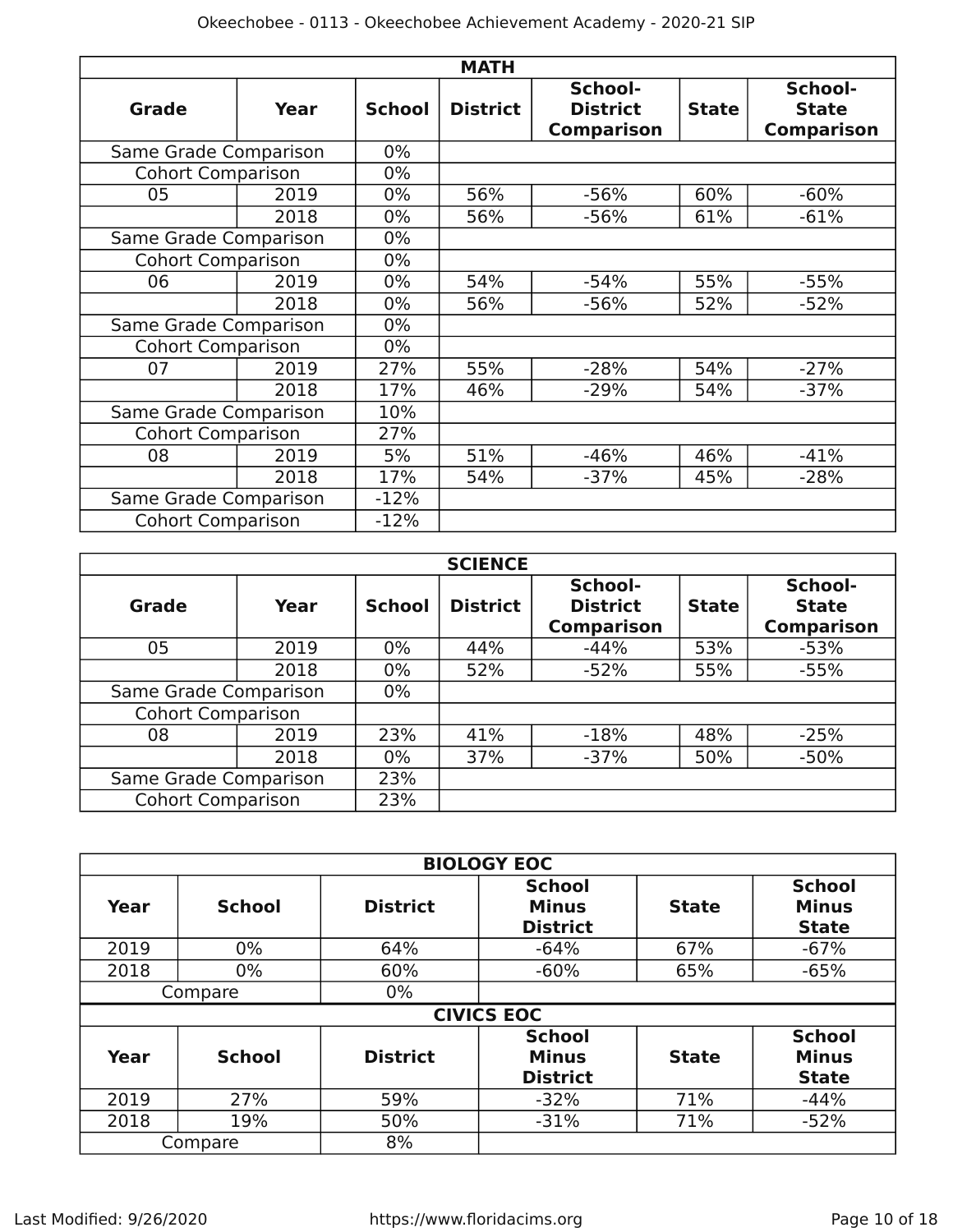| MATH | | | | | | |
|---|---|---|---|---|---|---|
| **Grade** | **Year** | **School** | **District** | **School-District Comparison** | **State** | **School-State Comparison** |
| Same Grade Comparison | | 0% | | | | |
| Cohort Comparison | | 0% | | | | |
| 05 | 2019 | 0% | 56% | -56% | 60% | -60% |
| | 2018 | 0% | 56% | -56% | 61% | -61% |
| Same Grade Comparison | | 0% | | | | |
| Cohort Comparison | | 0% | | | | |
| 06 | 2019 | 0% | 54% | -54% | 55% | -55% |
| | 2018 | 0% | 56% | -56% | 52% | -52% |
| Same Grade Comparison | | 0% | | | | |
| Cohort Comparison | | 0% | | | | |
| 07 | 2019 | 27% | 55% | -28% | 54% | -27% |
| | 2018 | 17% | 46% | -29% | 54% | -37% |
| Same Grade Comparison | | 10% | | | | |
| Cohort Comparison | | 27% | | | | |
| 08 | 2019 | 5% | 51% | -46% | 46% | -41% |
| | 2018 | 17% | 54% | -37% | 45% | -28% |
| Same Grade Comparison | | -12% | | | | |
| Cohort Comparison | | -12% | | | | |

| SCIENCE | | | | | | |
|---|---|---|---|---|---|---|
| **Grade** | **Year** | **School** | **District** | **School-District Comparison** | **State** | **School-State Comparison** |
| 05 | 2019 | 0% | 44% | -44% | 53% | -53% |
| | 2018 | 0% | 52% | -52% | 55% | -55% |
| Same Grade Comparison | | 0% | | | | |
| Cohort Comparison | | | | | | |
| 08 | 2019 | 23% | 41% | -18% | 48% | -25% |
| | 2018 | 0% | 37% | -37% | 50% | -50% |
| Same Grade Comparison | | 23% | | | | |
| Cohort Comparison | | 23% | | | | |

| BIOLOGY EOC | | | | | |
|---|---|---|---|---|---|
| **Year** | **School** | **District** | **School Minus District** | **State** | **School Minus State** |
| 2019 | 0% | 64% | -64% | 67% | -67% |
| 2018 | 0% | 60% | -60% | 65% | -65% |
| Compare | | 0% | | | |

| CIVICS EOC | | | | | |
|---|---|---|---|---|---|
| **Year** | **School** | **District** | **School Minus District** | **State** | **School Minus State** |
| 2019 | 27% | 59% | -32% | 71% | -44% |
| 2018 | 19% | 50% | -31% | 71% | -52% |
| Compare | | 8% | | | |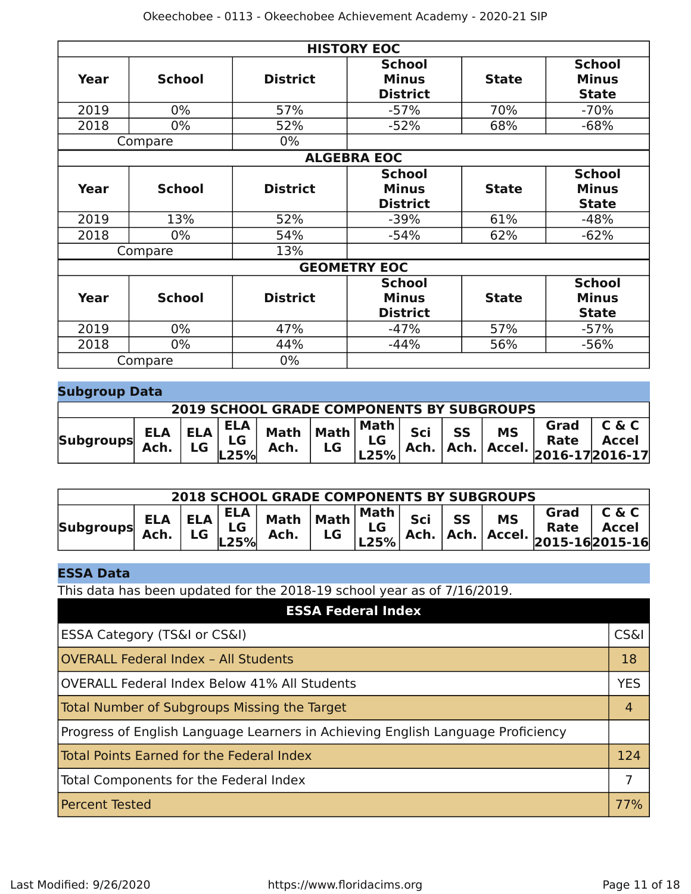| HISTORY EOC | | | | | |
|---|---|---|---|---|---|
| **Year** | **School** | **District** | **School Minus District** | **State** | **School Minus State** |
| 2019 | 0% | 57% | -57% | 70% | -70% |
| 2018 | 0% | 52% | -52% | 68% | -68% |
| Compare | | 0% | | | |

| ALGEBRA EOC | | | | | |
|---|---|---|---|---|---|
| **Year** | **School** | **District** | **School Minus District** | **State** | **School Minus State** |
| 2019 | 13% | 52% | -39% | 61% | -48% |
| 2018 | 0% | 54% | -54% | 62% | -62% |
| Compare | | 13% | | | |

| GEOMETRY EOC | | | | | |
|---|---|---|---|---|---|
| **Year** | **School** | **District** | **School Minus District** | **State** | **School Minus State** |
| 2019 | 0% | 47% | -47% | 57% | -57% |
| 2018 | 0% | 44% | -44% | 56% | -56% |
| Compare | | 0% | | | |

## Subgroup Data

| 2019 SCHOOL GRADE COMPONENTS BY SUBGROUPS | | | | | | | | | | | |
|---|---|---|---|---|---|---|---|---|---|---|---|
| **Subgroups** | **ELA Ach.** | **ELA LG** | **ELA LG L25%** | **Math Ach.** | **Math LG** | **Math LG L25%** | **Sci Ach.** | **SS Ach.** | **MS Accel.** | **Grad Rate 2016-17** | **C & C Accel 2016-17** |

| 2018 SCHOOL GRADE COMPONENTS BY SUBGROUPS | | | | | | | | | | | |
|---|---|---|---|---|---|---|---|---|---|---|---|
| **Subgroups** | **ELA Ach.** | **ELA LG** | **ELA LG L25%** | **Math Ach.** | **Math LG** | **Math LG L25%** | **Sci Ach.** | **SS Ach.** | **MS Accel.** | **Grad Rate 2015-16** | **C & C Accel 2015-16** |

## ESSA Data

This data has been updated for the 2018-19 school year as of 7/16/2019.

| ESSA Federal Index | |
|---|---|
| ESSA Category (TS&I or CS&I) | CS&I |
| OVERALL Federal Index – All Students | 18 |
| OVERALL Federal Index Below 41% All Students | YES |
| Total Number of Subgroups Missing the Target | 4 |
| Progress of English Language Learners in Achieving English Language Proficiency | |
| Total Points Earned for the Federal Index | 124 |
| Total Components for the Federal Index | 7 |
| Percent Tested | 77% |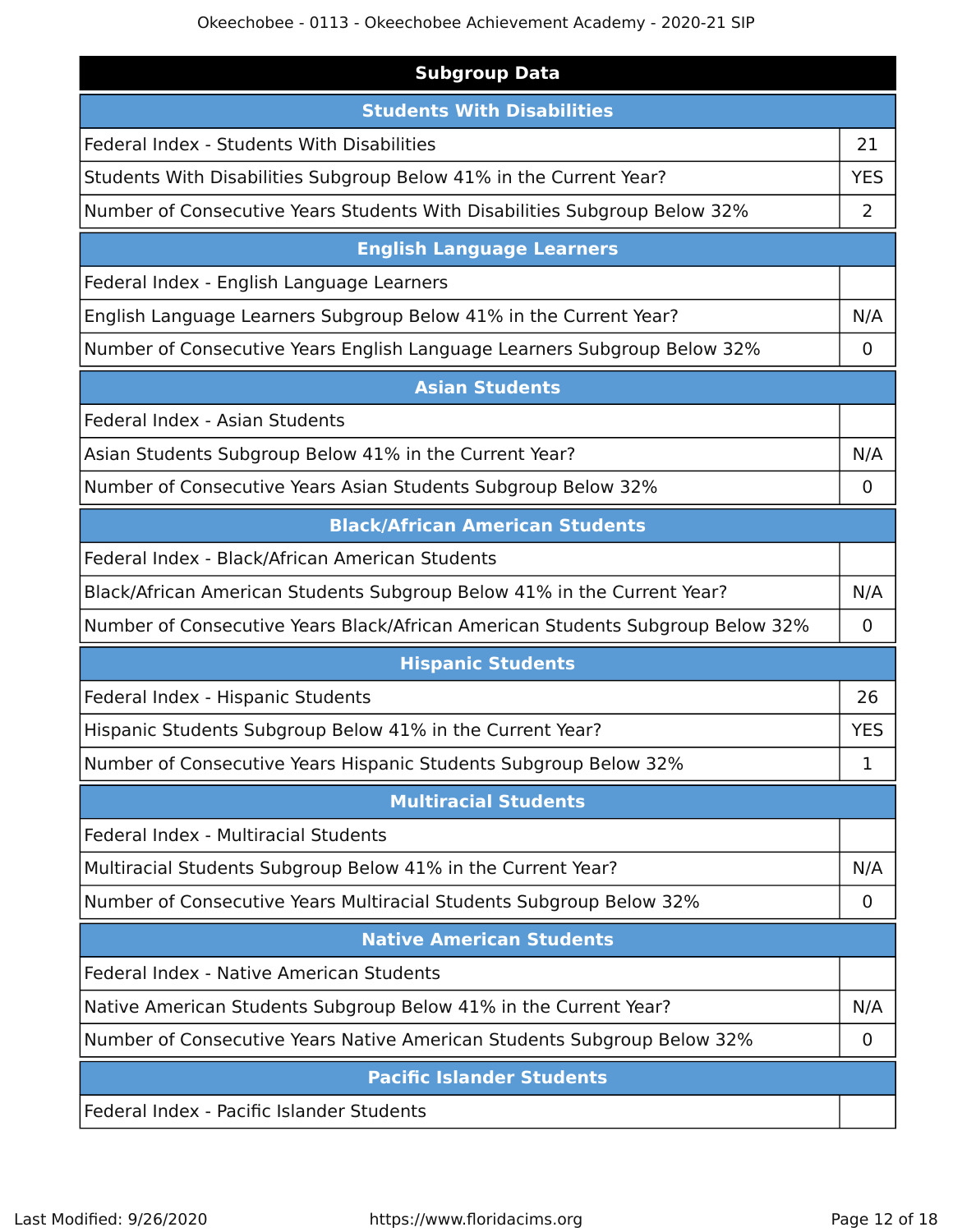## Subgroup Data

| Students With Disabilities | |
|---|---|
| Federal Index - Students With Disabilities | 21 |
| Students With Disabilities Subgroup Below 41% in the Current Year? | YES |
| Number of Consecutive Years Students With Disabilities Subgroup Below 32% | 2 |

| English Language Learners | |
|---|---|
| Federal Index - English Language Learners | |
| English Language Learners Subgroup Below 41% in the Current Year? | N/A |
| Number of Consecutive Years English Language Learners Subgroup Below 32% | 0 |

| Asian Students | |
|---|---|
| Federal Index - Asian Students | |
| Asian Students Subgroup Below 41% in the Current Year? | N/A |
| Number of Consecutive Years Asian Students Subgroup Below 32% | 0 |

| Black/African American Students | |
|---|---|
| Federal Index - Black/African American Students | |
| Black/African American Students Subgroup Below 41% in the Current Year? | N/A |
| Number of Consecutive Years Black/African American Students Subgroup Below 32% | 0 |

| Hispanic Students | |
|---|---|
| Federal Index - Hispanic Students | 26 |
| Hispanic Students Subgroup Below 41% in the Current Year? | YES |
| Number of Consecutive Years Hispanic Students Subgroup Below 32% | 1 |

| Multiracial Students | |
|---|---|
| Federal Index - Multiracial Students | |
| Multiracial Students Subgroup Below 41% in the Current Year? | N/A |
| Number of Consecutive Years Multiracial Students Subgroup Below 32% | 0 |

| Native American Students | |
|---|---|
| Federal Index - Native American Students | |
| Native American Students Subgroup Below 41% in the Current Year? | N/A |
| Number of Consecutive Years Native American Students Subgroup Below 32% | 0 |

| Pacific Islander Students | |
|---|---|
| Federal Index - Pacific Islander Students | |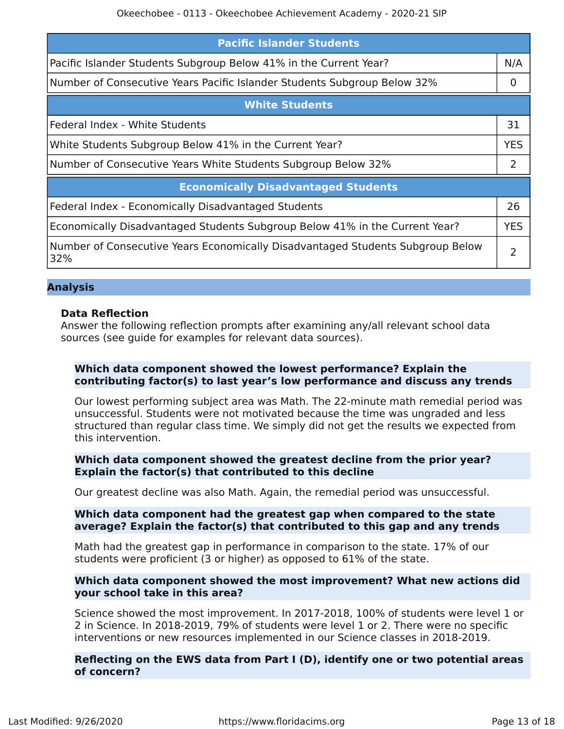| Pacific Islander Students | |
|---|---|
| Pacific Islander Students Subgroup Below 41% in the Current Year? | N/A |
| Number of Consecutive Years Pacific Islander Students Subgroup Below 32% | 0 |

| White Students | |
|---|---|
| Federal Index - White Students | 31 |
| White Students Subgroup Below 41% in the Current Year? | YES |
| Number of Consecutive Years White Students Subgroup Below 32% | 2 |

| Economically Disadvantaged Students | |
|---|---|
| Federal Index - Economically Disadvantaged Students | 26 |
| Economically Disadvantaged Students Subgroup Below 41% in the Current Year? | YES |
| Number of Consecutive Years Economically Disadvantaged Students Subgroup Below 32% | 2 |

## Analysis

### Data Reflection

Answer the following reflection prompts after examining any/all relevant school data sources (see guide for examples for relevant data sources).

**Which data component showed the lowest performance? Explain the contributing factor(s) to last year's low performance and discuss any trends**

Our lowest performing subject area was Math. The 22-minute math remedial period was unsuccessful. Students were not motivated because the time was ungraded and less structured than regular class time. We simply did not get the results we expected from this intervention.

**Which data component showed the greatest decline from the prior year? Explain the factor(s) that contributed to this decline**

Our greatest decline was also Math. Again, the remedial period was unsuccessful.

**Which data component had the greatest gap when compared to the state average? Explain the factor(s) that contributed to this gap and any trends**

Math had the greatest gap in performance in comparison to the state. 17% of our students were proficient (3 or higher) as opposed to 61% of the state.

**Which data component showed the most improvement? What new actions did your school take in this area?**

Science showed the most improvement. In 2017-2018, 100% of students were level 1 or 2 in Science. In 2018-2019, 79% of students were level 1 or 2. There were no specific interventions or new resources implemented in our Science classes in 2018-2019.

**Reflecting on the EWS data from Part I (D), identify one or two potential areas of concern?**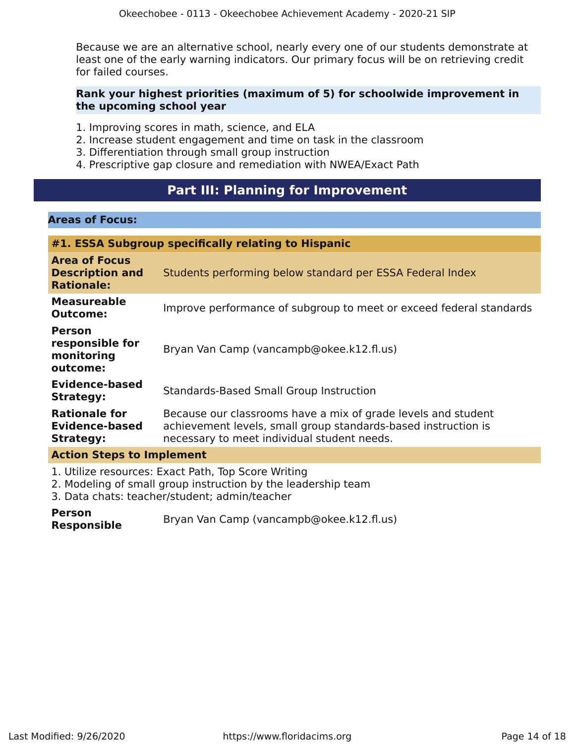Because we are an alternative school, nearly every one of our students demonstrate at least one of the early warning indicators. Our primary focus will be on retrieving credit for failed courses.

**Rank your highest priorities (maximum of 5) for schoolwide improvement in the upcoming school year**

1. Improving scores in math, science, and ELA
2. Increase student engagement and time on task in the classroom
3. Differentiation through small group instruction
4. Prescriptive gap closure and remediation with NWEA/Exact Path

## Part III: Planning for Improvement

### Areas of Focus:

#### #1. ESSA Subgroup specifically relating to Hispanic

| | |
|---|---|
| **Area of Focus Description and Rationale:** | Students performing below standard per ESSA Federal Index |
| **Measureable Outcome:** | Improve performance of subgroup to meet or exceed federal standards |
| **Person responsible for monitoring outcome:** | Bryan Van Camp (vancampb@okee.k12.fl.us) |
| **Evidence-based Strategy:** | Standards-Based Small Group Instruction |
| **Rationale for Evidence-based Strategy:** | Because our classrooms have a mix of grade levels and student achievement levels, small group standards-based instruction is necessary to meet individual student needs. |

**Action Steps to Implement**

1. Utilize resources: Exact Path, Top Score Writing
2. Modeling of small group instruction by the leadership team
3. Data chats: teacher/student; admin/teacher

**Person Responsible** Bryan Van Camp (vancampb@okee.k12.fl.us)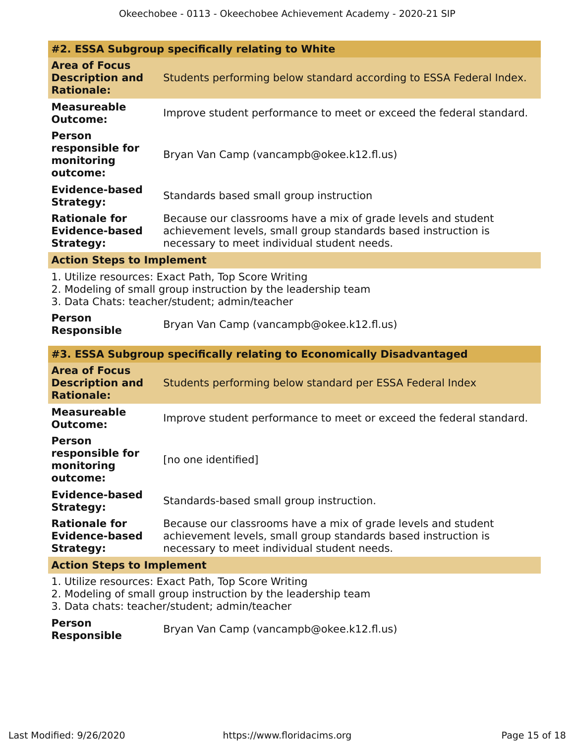#### #2. ESSA Subgroup specifically relating to White

| | |
|---|---|
| **Area of Focus Description and Rationale:** | Students performing below standard according to ESSA Federal Index. |
| **Measureable Outcome:** | Improve student performance to meet or exceed the federal standard. |
| **Person responsible for monitoring outcome:** | Bryan Van Camp (vancampb@okee.k12.fl.us) |
| **Evidence-based Strategy:** | Standards based small group instruction |
| **Rationale for Evidence-based Strategy:** | Because our classrooms have a mix of grade levels and student achievement levels, small group standards based instruction is necessary to meet individual student needs. |

**Action Steps to Implement**

1. Utilize resources: Exact Path, Top Score Writing
2. Modeling of small group instruction by the leadership team
3. Data Chats: teacher/student; admin/teacher

**Person Responsible** Bryan Van Camp (vancampb@okee.k12.fl.us)

#### #3. ESSA Subgroup specifically relating to Economically Disadvantaged

| | |
|---|---|
| **Area of Focus Description and Rationale:** | Students performing below standard per ESSA Federal Index |
| **Measureable Outcome:** | Improve student performance to meet or exceed the federal standard. |
| **Person responsible for monitoring outcome:** | [no one identified] |
| **Evidence-based Strategy:** | Standards-based small group instruction. |
| **Rationale for Evidence-based Strategy:** | Because our classrooms have a mix of grade levels and student achievement levels, small group standards based instruction is necessary to meet individual student needs. |

**Action Steps to Implement**

1. Utilize resources: Exact Path, Top Score Writing
2. Modeling of small group instruction by the leadership team
3. Data chats: teacher/student; admin/teacher

**Person Responsible** Bryan Van Camp (vancampb@okee.k12.fl.us)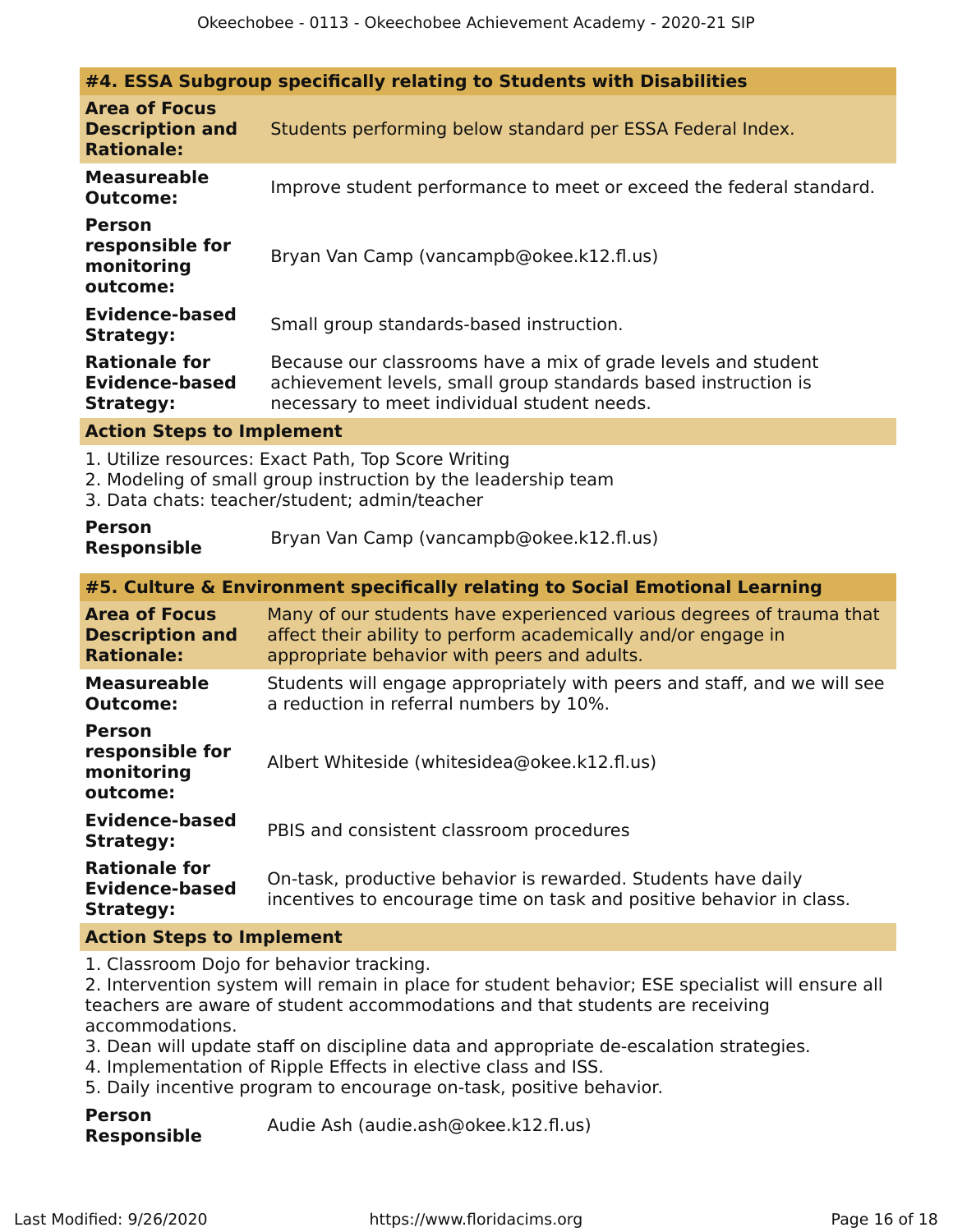### #4. ESSA Subgroup specifically relating to Students with Disabilities

| | |
|---|---|
| **Area of Focus Description and Rationale:** | Students performing below standard per ESSA Federal Index. |
| **Measureable Outcome:** | Improve student performance to meet or exceed the federal standard. |
| **Person responsible for monitoring outcome:** | Bryan Van Camp (vancampb@okee.k12.fl.us) |
| **Evidence-based Strategy:** | Small group standards-based instruction. |
| **Rationale for Evidence-based Strategy:** | Because our classrooms have a mix of grade levels and student achievement levels, small group standards based instruction is necessary to meet individual student needs. |

**Action Steps to Implement**

1. Utilize resources: Exact Path, Top Score Writing
2. Modeling of small group instruction by the leadership team
3. Data chats: teacher/student; admin/teacher

**Person Responsible** Bryan Van Camp (vancampb@okee.k12.fl.us)

### #5. Culture & Environment specifically relating to Social Emotional Learning

| | |
|---|---|
| **Area of Focus Description and Rationale:** | Many of our students have experienced various degrees of trauma that affect their ability to perform academically and/or engage in appropriate behavior with peers and adults. |
| **Measureable Outcome:** | Students will engage appropriately with peers and staff, and we will see a reduction in referral numbers by 10%. |
| **Person responsible for monitoring outcome:** | Albert Whiteside (whitesidea@okee.k12.fl.us) |
| **Evidence-based Strategy:** | PBIS and consistent classroom procedures |
| **Rationale for Evidence-based Strategy:** | On-task, productive behavior is rewarded. Students have daily incentives to encourage time on task and positive behavior in class. |

**Action Steps to Implement**

1. Classroom Dojo for behavior tracking.
2. Intervention system will remain in place for student behavior; ESE specialist will ensure all teachers are aware of student accommodations and that students are receiving accommodations.
3. Dean will update staff on discipline data and appropriate de-escalation strategies.
4. Implementation of Ripple Effects in elective class and ISS.
5. Daily incentive program to encourage on-task, positive behavior.

**Person Responsible** Audie Ash (audie.ash@okee.k12.fl.us)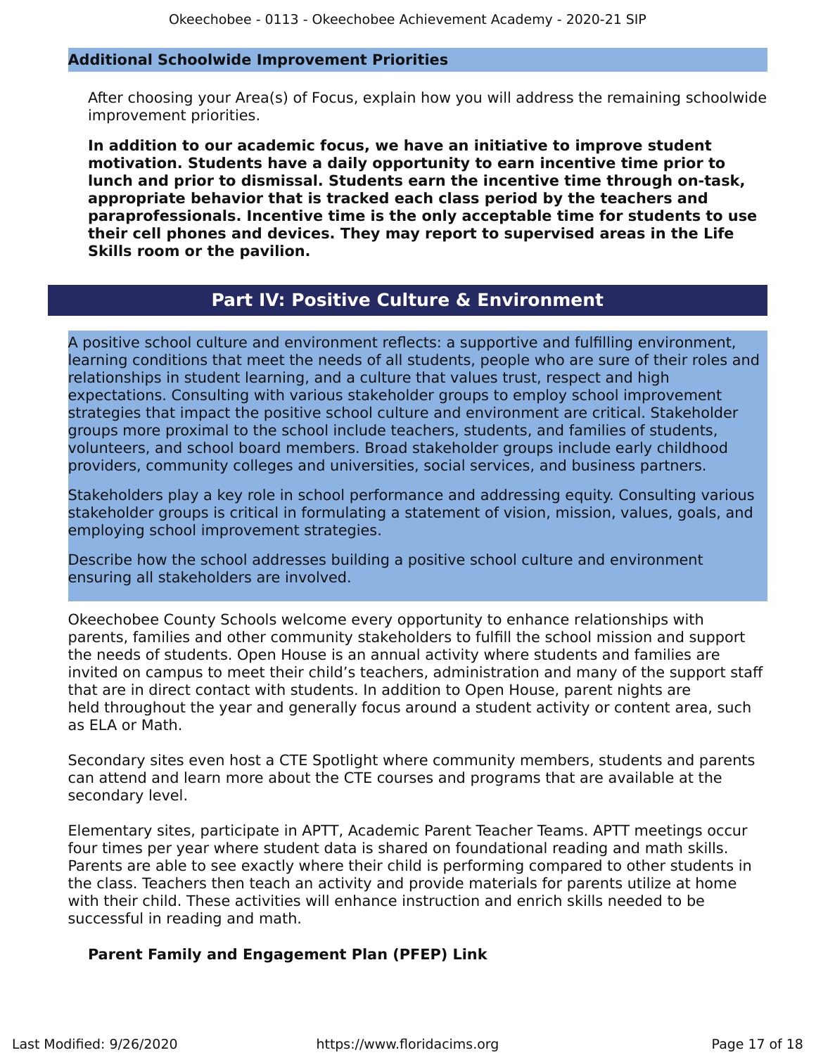### Additional Schoolwide Improvement Priorities

After choosing your Area(s) of Focus, explain how you will address the remaining schoolwide improvement priorities.

**In addition to our academic focus, we have an initiative to improve student motivation. Students have a daily opportunity to earn incentive time prior to lunch and prior to dismissal. Students earn the incentive time through on-task, appropriate behavior that is tracked each class period by the teachers and paraprofessionals. Incentive time is the only acceptable time for students to use their cell phones and devices. They may report to supervised areas in the Life Skills room or the pavilion.**

## Part IV: Positive Culture & Environment

A positive school culture and environment reflects: a supportive and fulfilling environment, learning conditions that meet the needs of all students, people who are sure of their roles and relationships in student learning, and a culture that values trust, respect and high expectations. Consulting with various stakeholder groups to employ school improvement strategies that impact the positive school culture and environment are critical. Stakeholder groups more proximal to the school include teachers, students, and families of students, volunteers, and school board members. Broad stakeholder groups include early childhood providers, community colleges and universities, social services, and business partners.

Stakeholders play a key role in school performance and addressing equity. Consulting various stakeholder groups is critical in formulating a statement of vision, mission, values, goals, and employing school improvement strategies.

Describe how the school addresses building a positive school culture and environment ensuring all stakeholders are involved.

Okeechobee County Schools welcome every opportunity to enhance relationships with parents, families and other community stakeholders to fulfill the school mission and support the needs of students. Open House is an annual activity where students and families are invited on campus to meet their child's teachers, administration and many of the support staff that are in direct contact with students. In addition to Open House, parent nights are held throughout the year and generally focus around a student activity or content area, such as ELA or Math.

Secondary sites even host a CTE Spotlight where community members, students and parents can attend and learn more about the CTE courses and programs that are available at the secondary level.

Elementary sites, participate in APTT, Academic Parent Teacher Teams. APTT meetings occur four times per year where student data is shared on foundational reading and math skills. Parents are able to see exactly where their child is performing compared to other students in the class. Teachers then teach an activity and provide materials for parents utilize at home with their child. These activities will enhance instruction and enrich skills needed to be successful in reading and math.

**Parent Family and Engagement Plan (PFEP) Link**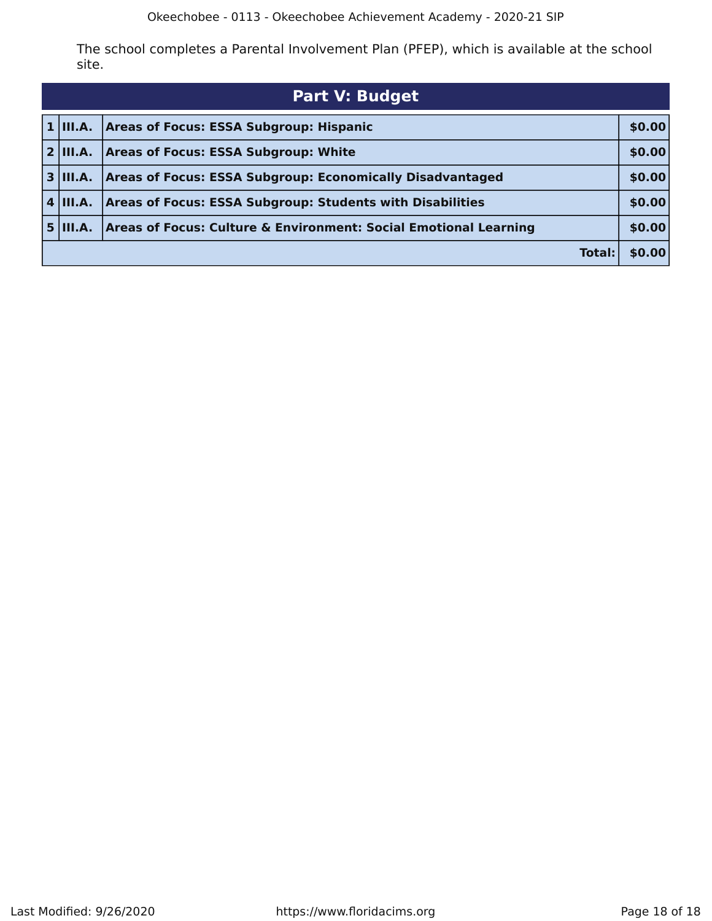The school completes a Parental Involvement Plan (PFEP), which is available at the school site.

## Part V: Budget

| | | | |
|---|---|---|---|
| 1 | III.A. | Areas of Focus: ESSA Subgroup: Hispanic | $0.00 |
| 2 | III.A. | Areas of Focus: ESSA Subgroup: White | $0.00 |
| 3 | III.A. | Areas of Focus: ESSA Subgroup: Economically Disadvantaged | $0.00 |
| 4 | III.A. | Areas of Focus: ESSA Subgroup: Students with Disabilities | $0.00 |
| 5 | III.A. | Areas of Focus: Culture & Environment: Social Emotional Learning | $0.00 |
| | | Total: | $0.00 |